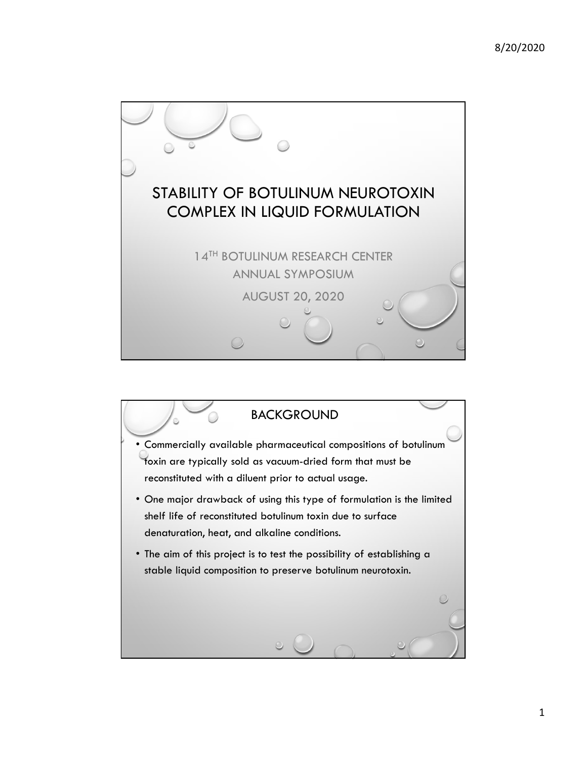# STABILITY OF BOTULINUM NEUROTOXIN COMPLEX IN LIQUID FORMULATION

14TH BOTULINUM RESEARCH CENTER ANNUAL SYMPOSIUM

AUGUST 20, 2020

## BACKGROUND

- Commercially available pharmaceutical compositions of botulinum toxin are typically sold as vacuum-dried form that must be reconstituted with a diluent prior to actual usage.
- One major drawback of using this type of formulation is the limited shelf life of reconstituted botulinum toxin due to surface denaturation, heat, and alkaline conditions.
- The aim of this project is to test the possibility of establishing a stable liquid composition to preserve botulinum neurotoxin.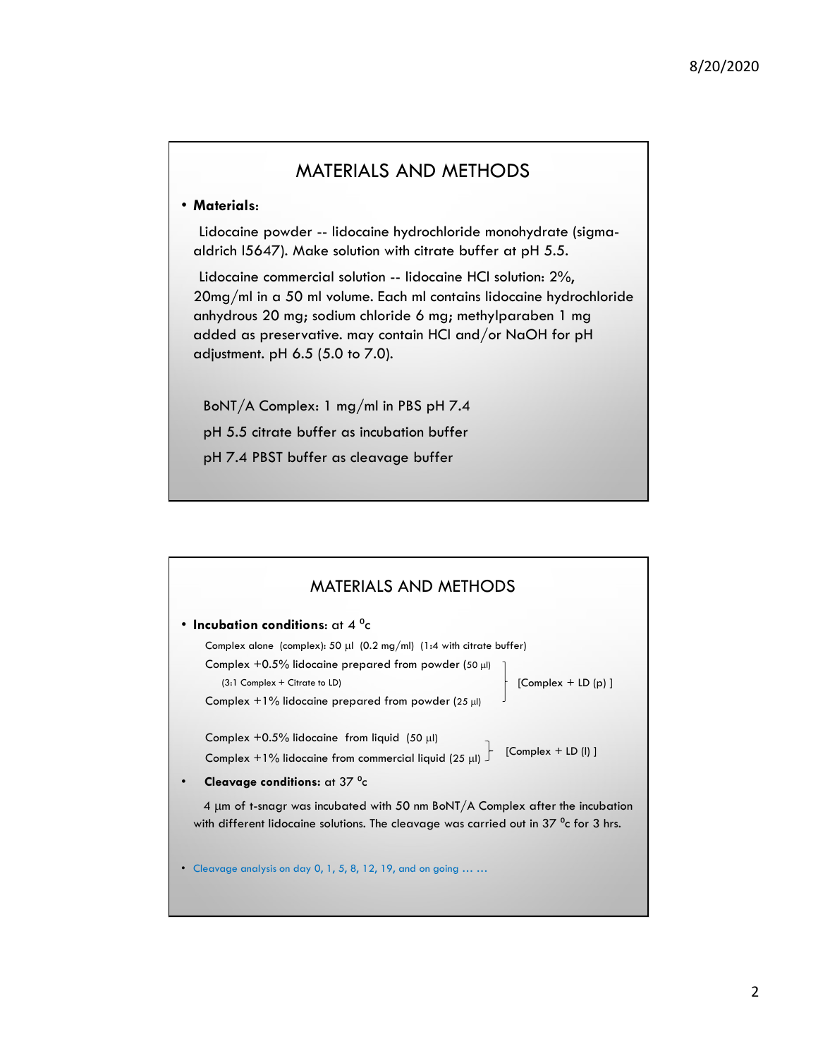## MATERIALS AND METHODS

- **Materials**:

  Lidocaine powder -- lidocaine hydrochloride monohydrate (sigma-aldrich l5647). Make solution with citrate buffer at pH 5.5.

  Lidocaine commercial solution -- lidocaine HCl solution: 2%, 20mg/ml in a 50 ml volume. Each ml contains lidocaine hydrochloride anhydrous 20 mg; sodium chloride 6 mg; methylparaben 1 mg added as preservative. may contain HCl and/or NaOH for pH adjustment. pH 6.5 (5.0 to 7.0).

  BoNT/A Complex: 1 mg/ml in PBS pH 7.4

  pH 5.5 citrate buffer as incubation buffer

  pH 7.4 PBST buffer as cleavage buffer

## MATERIALS AND METHODS

- **Incubation conditions**: at 4 $^{o}$c

  Complex alone (complex): 50 μl (0.2 mg/ml) (1:4 with citrate buffer)

  Complex +0.5% lidocaine prepared from powder (50 μl) (3:1 Complex + Citrate to LD)
  Complex +1% lidocaine prepared from powder (25 μl)
  } [Complex + LD (p) ]

  Complex +0.5% lidocaine from liquid (50 μl)
  Complex +1% lidocaine from commercial liquid (25 μl)
  } [Complex + LD (l) ]

- **Cleavage conditions:** at 37 $^{o}$c

  4 μm of t-snagr was incubated with 50 nm BoNT/A Complex after the incubation with different lidocaine solutions. The cleavage was carried out in 37 $^{o}$c for 3 hrs.

- Cleavage analysis on day 0, 1, 5, 8, 12, 19, and on going … …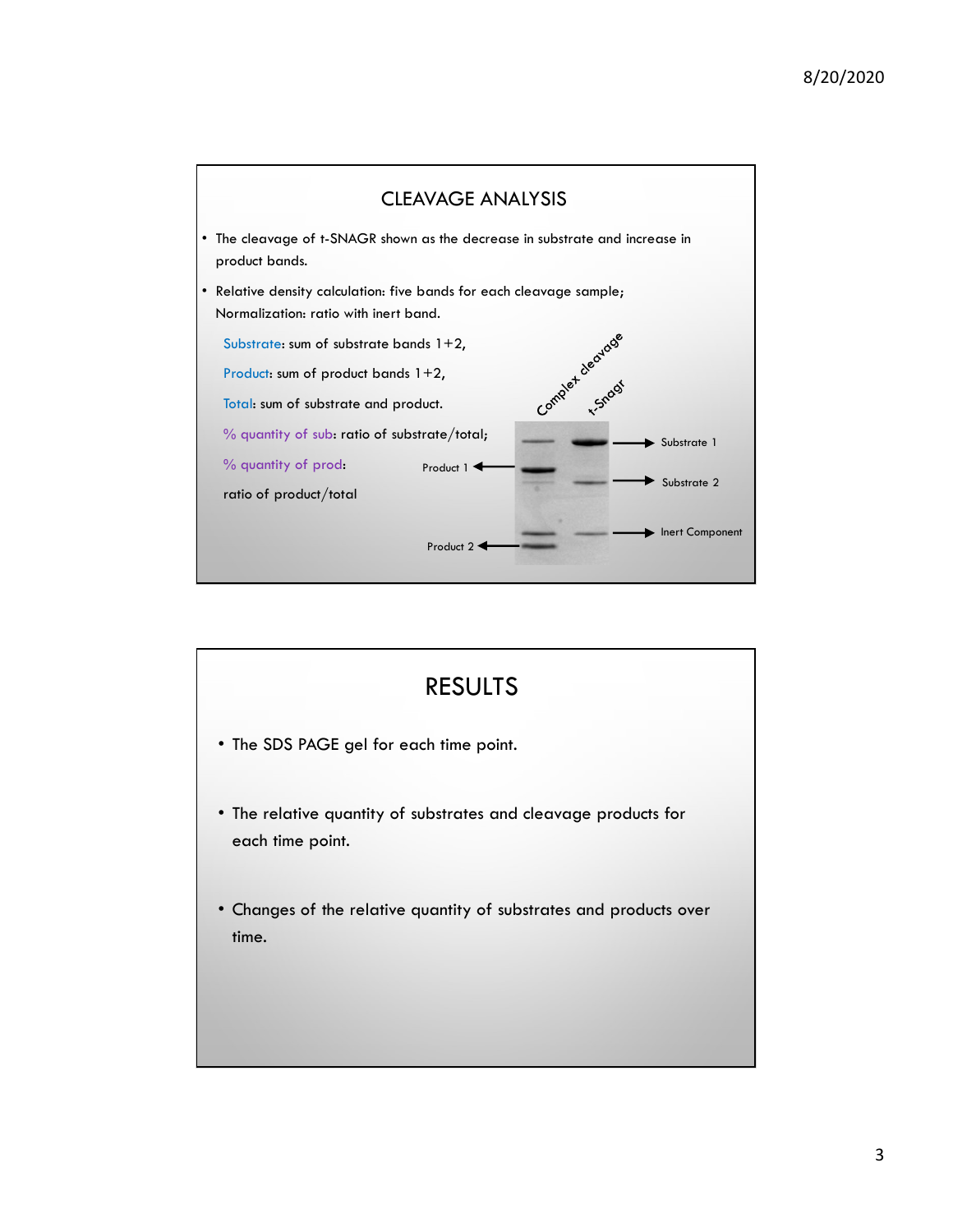## CLEAVAGE ANALYSIS

- The cleavage of t-SNAGR shown as the decrease in substrate and increase in product bands.
- Relative density calculation: five bands for each cleavage sample; Normalization: ratio with inert band.

  Substrate: sum of substrate bands 1+2,

  Product: sum of product bands 1+2,

  Total: sum of substrate and product.

  % quantity of sub: ratio of substrate/total;

  % quantity of prod:

  ratio of product/total

Complex cleavage | t-Snagr

Substrate 1

Product 1

Substrate 2

Inert Component

Product 2

## RESULTS

- The SDS PAGE gel for each time point.
- The relative quantity of substrates and cleavage products for each time point.
- Changes of the relative quantity of substrates and products over time.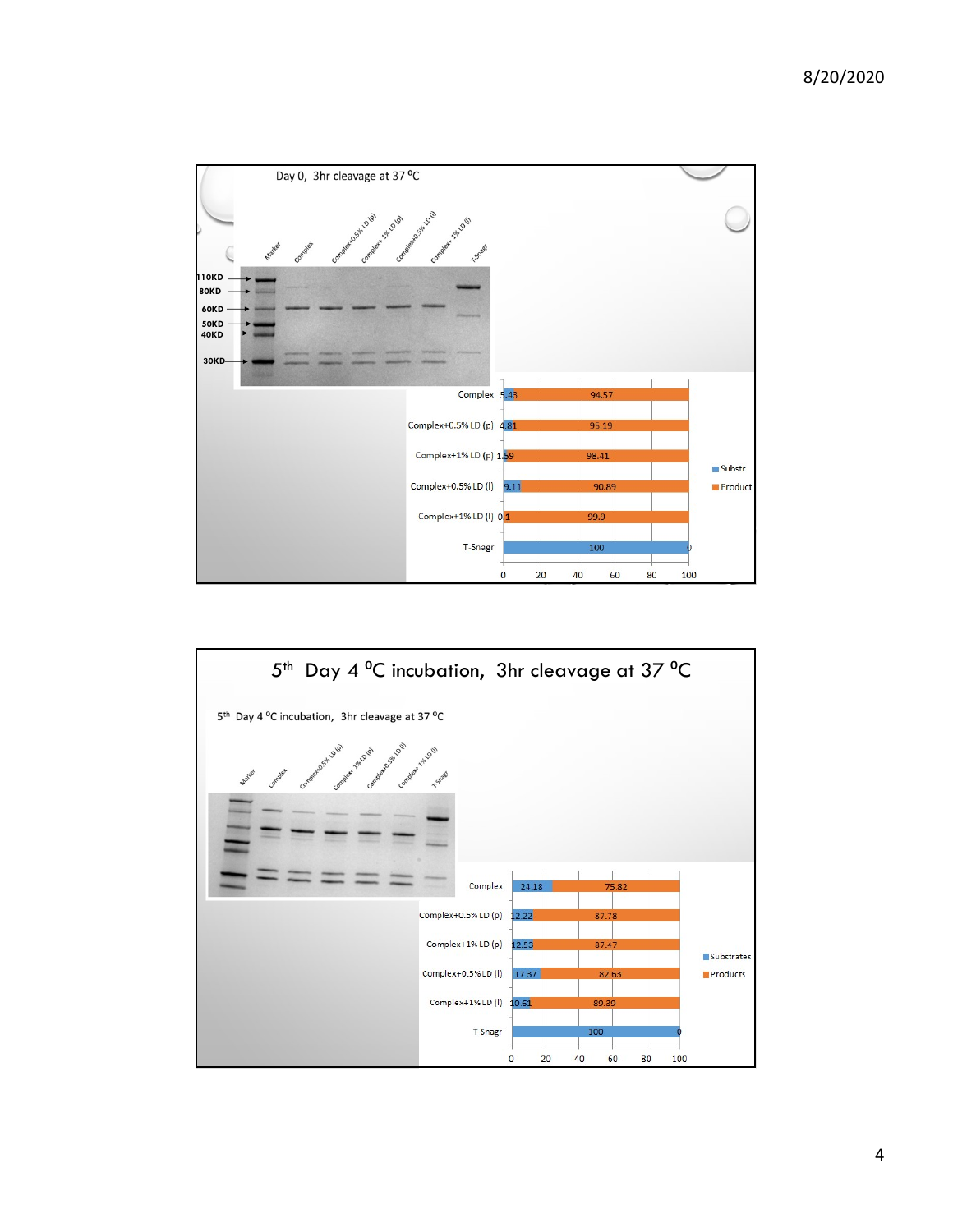Day 0, 3hr cleavage at 37 °C

Marker | Complex | Complex+0.5% LD (p) | Complex+ 1% LD (p) | Complex+0.5% LD (l) | Complex+ 1% LD (l) | T-Snagr

110KD, 80KD, 60KD, 50KD, 40KD, 30KD

| | Substr | Product |
|---|---|---|
| Complex | 5.43 | 94.57 |
| Complex+0.5% LD (p) | 4.81 | 95.19 |
| Complex+1% LD (p) | 1.59 | 98.41 |
| Complex+0.5% LD (l) | 9.11 | 90.89 |
| Complex+1% LD (l) | 0.1 | 99.9 |
| T-Snagr | 100 | 0 |

# 5$^{th}$ Day 4 °C incubation, 3hr cleavage at 37 °C

5$^{th}$ Day 4 °C incubation, 3hr cleavage at 37 °C

Marker | Complex | Complex+0.5% LD (p) | Complex+ 1% LD (p) | Complex+0.5% LD (l) | Complex+ 1% LD (l) | T-Snagr

| | Substrates | Products |
|---|---|---|
| Complex | 24.18 | 75.82 |
| Complex+0.5% LD (p) | 12.22 | 87.78 |
| Complex+1% LD (p) | 12.53 | 87.47 |
| Complex+0.5% LD (l) | 17.37 | 82.63 |
| Complex+1% LD (l) | 10.61 | 89.39 |
| T-Snagr | 100 | 0 |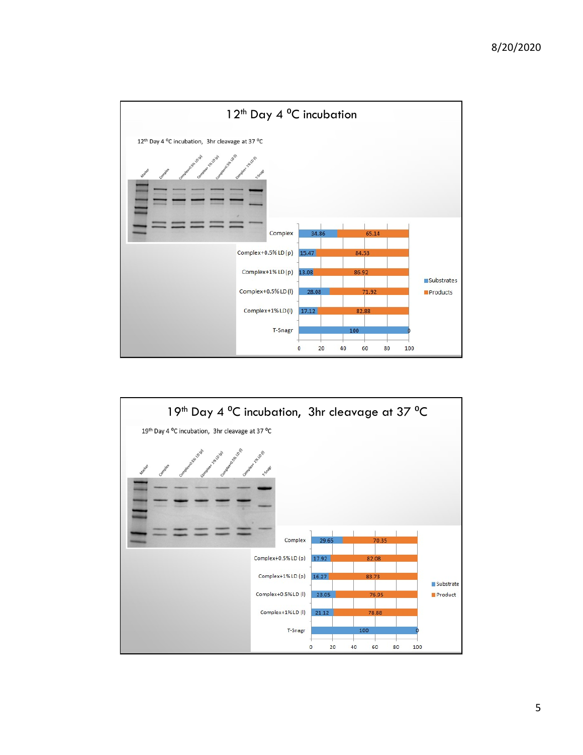## 12th Day 4 °C incubation

12th Day 4 °C incubation, 3hr cleavage at 37 °C

Marker, Complex, Complex+0.5% LD (p), Complex+ 1% LD (p), Complex+0.5% LD (l), Complex+ 1% LD (l), T-Snagr

| | Substrates | Products |
|---|---|---|
| Complex | 34.86 | 65.14 |
| Complex+0.5% LD (p) | 15.47 | 84.53 |
| Complex+1% LD (p) | 13.08 | 86.92 |
| Complex+0.5% LD (l) | 28.08 | 71.92 |
| Complex+1% LD (l) | 17.12 | 82.88 |
| T-Snagr | 100 | 0 |

## 19th Day 4 °C incubation, 3hr cleavage at 37 °C

19th Day 4 °C incubation, 3hr cleavage at 37 °C

Marker, Complex, Complex+0.5% LD (p), Complex+ 1% LD (p), Complex+0.5% LD (l), Complex+ 1% LD (l), T-Snagr

| | Substrate | Product |
|---|---|---|
| Complex | 29.65 | 70.35 |
| Complex+0.5% LD (p) | 17.92 | 82.08 |
| Complex+1% LD (p) | 16.27 | 83.73 |
| Complex+0.5% LD (l) | 23.05 | 76.95 |
| Complex+1% LD (l) | 21.12 | 78.88 |
| T-Snagr | 100 | 0 |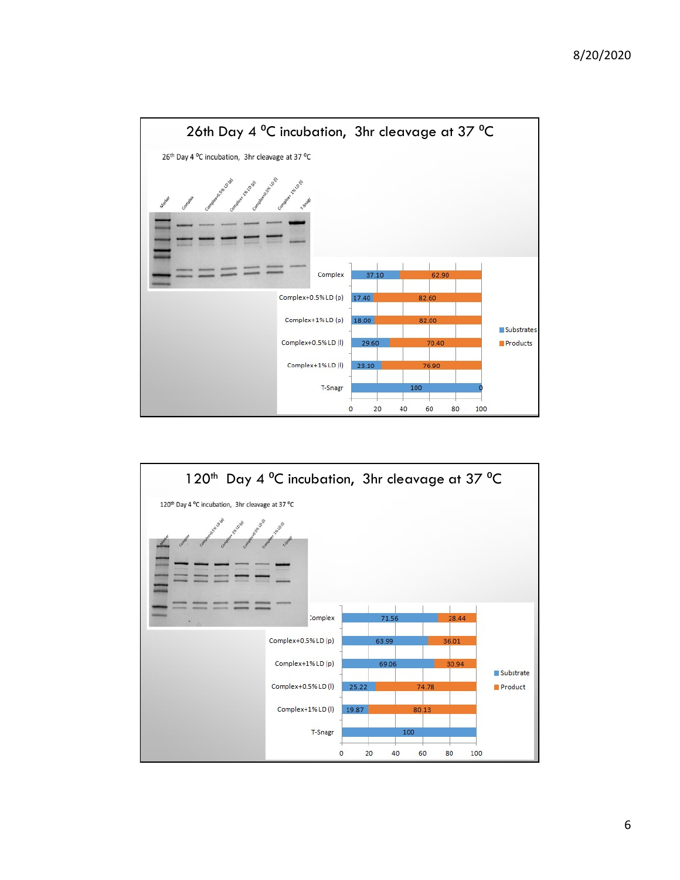## 26th Day 4 °C incubation, 3hr cleavage at 37 °C

26th Day 4 °C incubation, 3hr cleavage at 37 °C

Marker, Complex, Complex+0.5% LD (p), Complex+ 1% LD (p), Complex+0.5% LD (l), Complex+ 1% LD (l), T-Snagr

| | Substrates | Products |
|---|---|---|
| Complex | 37.10 | 62.90 |
| Complex+0.5% LD (p) | 17.40 | 82.60 |
| Complex+1% LD (p) | 18.00 | 82.00 |
| Complex+0.5% LD (l) | 29.60 | 70.40 |
| Complex+1% LD (l) | 23.10 | 76.90 |
| T-Snagr | 100 | 0 |

## 120th Day 4 °C incubation, 3hr cleavage at 37 °C

120th Day 4 °C incubation, 3hr cleavage at 37 °C

Marker, Complex, Complex+0.5% LD (p), Complex+ 1% LD (p), Complex+0.5% LD (l), Complex+ 1% LD (l), T-Snagr

| | Substrate | Product |
|---|---|---|
| Complex | 71.56 | 28.44 |
| Complex+0.5% LD (p) | 63.99 | 36.01 |
| Complex+1% LD (p) | 69.06 | 30.94 |
| Complex+0.5% LD (l) | 25.22 | 74.78 |
| Complex+1% LD (l) | 19.87 | 80.13 |
| T-Snagr | 100 | |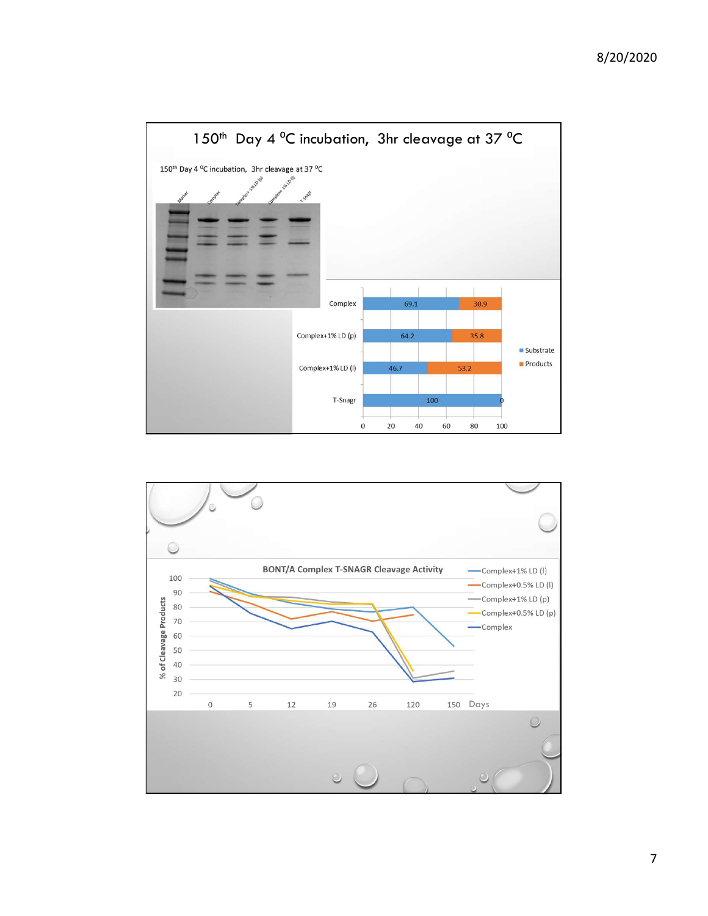# 150th Day 4 °C incubation, 3hr cleavage at 37 °C

150th Day 4 °C incubation, 3hr cleavage at 37 °C

Marker, Complex, Complex+ 1% LD (p), Complex+ 1% LD (l), T-Snagr

| | Substrate | Products |
|---|---|---|
| Complex | 69.1 | 30.9 |
| Complex+1% LD (p) | 64.2 | 35.8 |
| Complex+1% LD (l) | 46.7 | 53.2 |
| T-Snagr | 100 | 0 |

**BONT/A Complex T-SNAGR Cleavage Activity**

% of Cleavage Products vs. Days (0, 5, 12, 19, 26, 120, 150)

Legend: Complex+1% LD (l), Complex+0.5% LD (l), Complex+1% LD (p), Complex+0.5% LD (p), Complex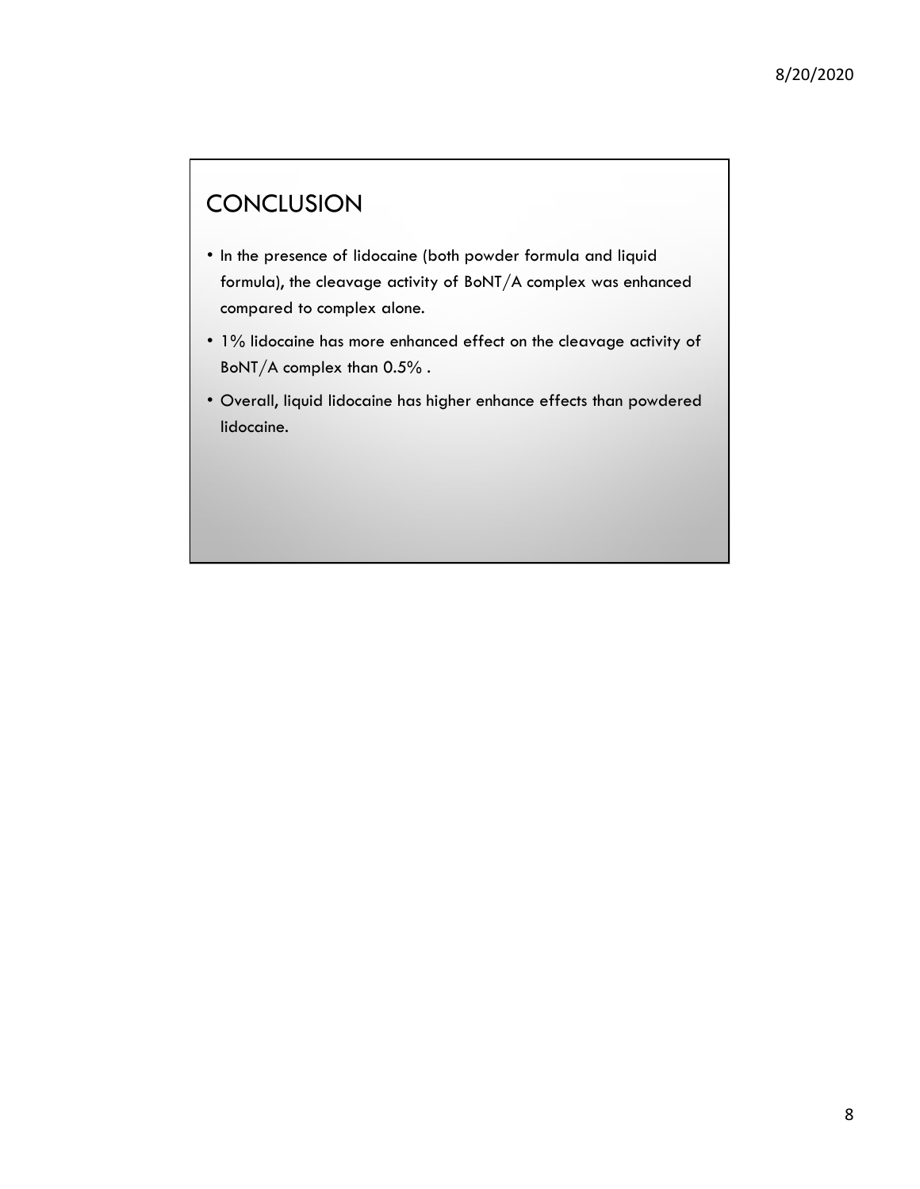## CONCLUSION

- In the presence of lidocaine (both powder formula and liquid formula), the cleavage activity of BoNT/A complex was enhanced compared to complex alone.
- 1% lidocaine has more enhanced effect on the cleavage activity of BoNT/A complex than 0.5% .
- Overall, liquid lidocaine has higher enhance effects than powdered lidocaine.